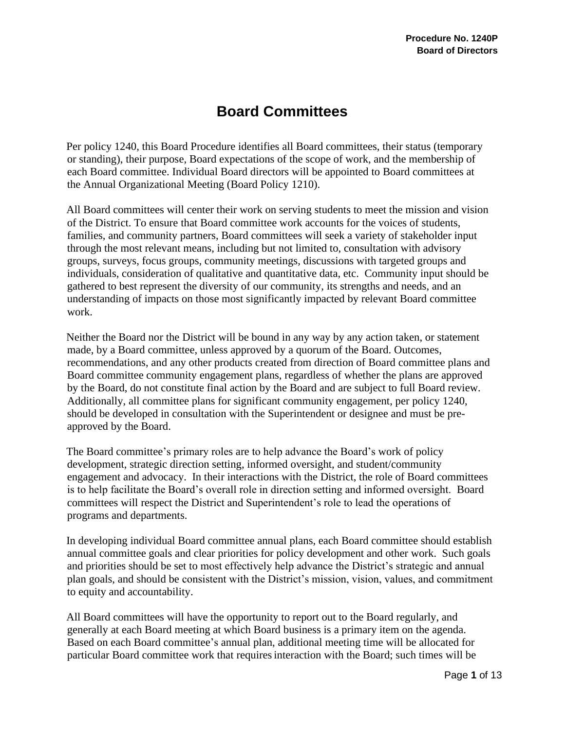**Procedure No. 1240P**
**Board of Directors**

# Board Committees

Per policy 1240, this Board Procedure identifies all Board committees, their status (temporary or standing), their purpose, Board expectations of the scope of work, and the membership of each Board committee. Individual Board directors will be appointed to Board committees at the Annual Organizational Meeting (Board Policy 1210).

All Board committees will center their work on serving students to meet the mission and vision of the District. To ensure that Board committee work accounts for the voices of students, families, and community partners, Board committees will seek a variety of stakeholder input through the most relevant means, including but not limited to, consultation with advisory groups, surveys, focus groups, community meetings, discussions with targeted groups and individuals, consideration of qualitative and quantitative data, etc. Community input should be gathered to best represent the diversity of our community, its strengths and needs, and an understanding of impacts on those most significantly impacted by relevant Board committee work.

Neither the Board nor the District will be bound in any way by any action taken, or statement made, by a Board committee, unless approved by a quorum of the Board. Outcomes, recommendations, and any other products created from direction of Board committee plans and Board committee community engagement plans, regardless of whether the plans are approved by the Board, do not constitute final action by the Board and are subject to full Board review. Additionally, all committee plans for significant community engagement, per policy 1240, should be developed in consultation with the Superintendent or designee and must be pre-approved by the Board.

The Board committee's primary roles are to help advance the Board's work of policy development, strategic direction setting, informed oversight, and student/community engagement and advocacy. In their interactions with the District, the role of Board committees is to help facilitate the Board's overall role in direction setting and informed oversight. Board committees will respect the District and Superintendent's role to lead the operations of programs and departments.

In developing individual Board committee annual plans, each Board committee should establish annual committee goals and clear priorities for policy development and other work. Such goals and priorities should be set to most effectively help advance the District's strategic and annual plan goals, and should be consistent with the District's mission, vision, values, and commitment to equity and accountability.

All Board committees will have the opportunity to report out to the Board regularly, and generally at each Board meeting at which Board business is a primary item on the agenda. Based on each Board committee's annual plan, additional meeting time will be allocated for particular Board committee work that requires interaction with the Board; such times will be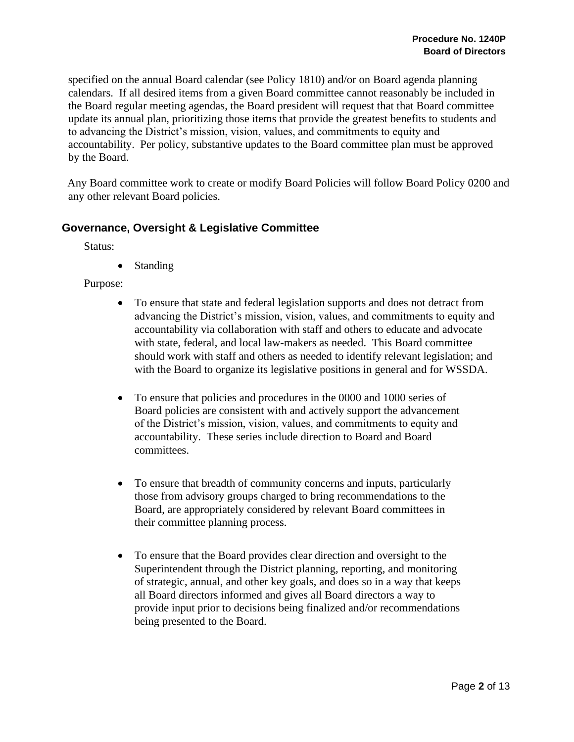specified on the annual Board calendar (see Policy 1810) and/or on Board agenda planning calendars. If all desired items from a given Board committee cannot reasonably be included in the Board regular meeting agendas, the Board president will request that that Board committee update its annual plan, prioritizing those items that provide the greatest benefits to students and to advancing the District's mission, vision, values, and commitments to equity and accountability. Per policy, substantive updates to the Board committee plan must be approved by the Board.

Any Board committee work to create or modify Board Policies will follow Board Policy 0200 and any other relevant Board policies.

## Governance, Oversight & Legislative Committee

Status:

- Standing

Purpose:

- To ensure that state and federal legislation supports and does not detract from advancing the District's mission, vision, values, and commitments to equity and accountability via collaboration with staff and others to educate and advocate with state, federal, and local law-makers as needed. This Board committee should work with staff and others as needed to identify relevant legislation; and with the Board to organize its legislative positions in general and for WSSDA.

- To ensure that policies and procedures in the 0000 and 1000 series of Board policies are consistent with and actively support the advancement of the District's mission, vision, values, and commitments to equity and accountability. These series include direction to Board and Board committees.

- To ensure that breadth of community concerns and inputs, particularly those from advisory groups charged to bring recommendations to the Board, are appropriately considered by relevant Board committees in their committee planning process.

- To ensure that the Board provides clear direction and oversight to the Superintendent through the District planning, reporting, and monitoring of strategic, annual, and other key goals, and does so in a way that keeps all Board directors informed and gives all Board directors a way to provide input prior to decisions being finalized and/or recommendations being presented to the Board.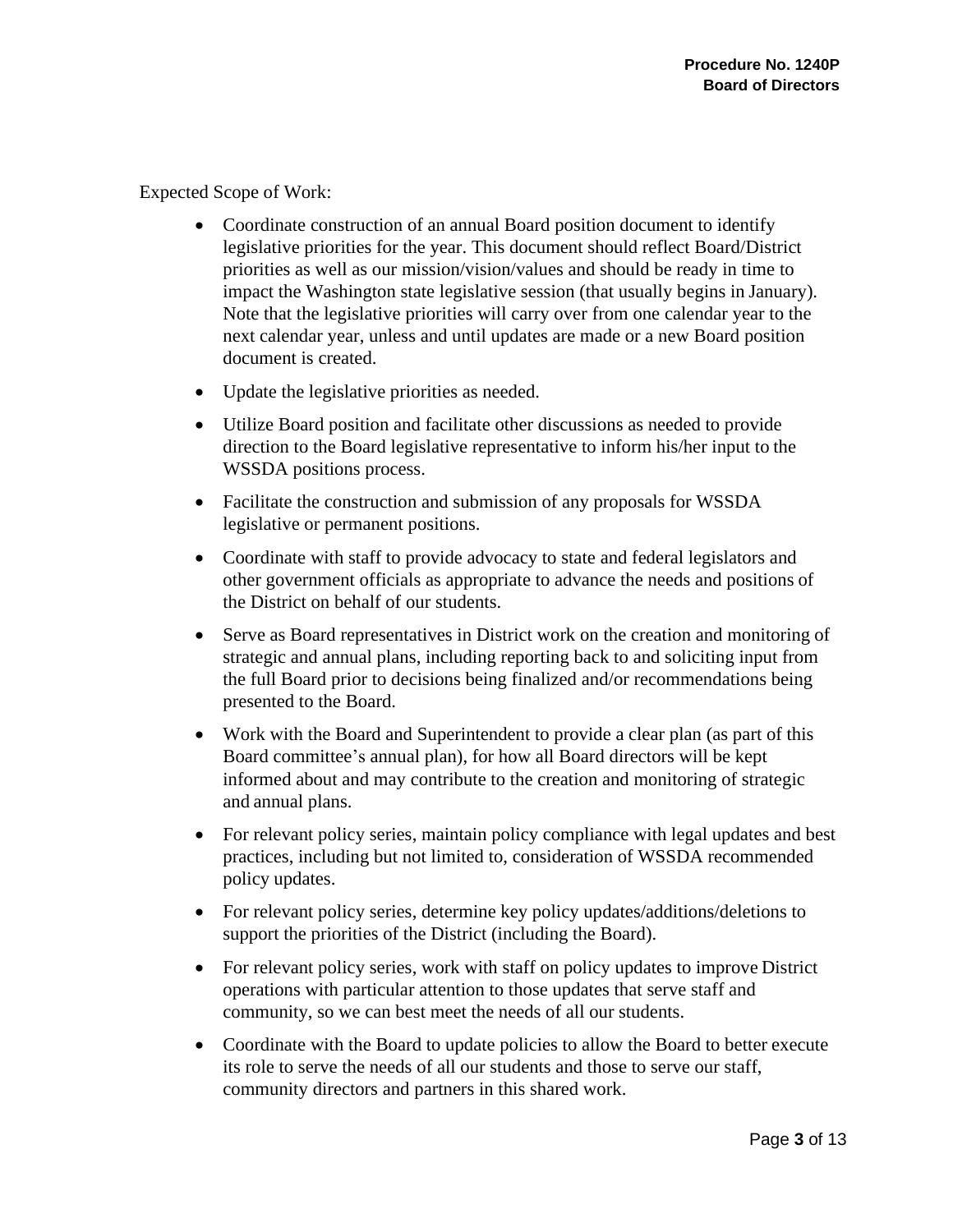Expected Scope of Work:

- Coordinate construction of an annual Board position document to identify legislative priorities for the year. This document should reflect Board/District priorities as well as our mission/vision/values and should be ready in time to impact the Washington state legislative session (that usually begins in January). Note that the legislative priorities will carry over from one calendar year to the next calendar year, unless and until updates are made or a new Board position document is created.
- Update the legislative priorities as needed.
- Utilize Board position and facilitate other discussions as needed to provide direction to the Board legislative representative to inform his/her input to the WSSDA positions process.
- Facilitate the construction and submission of any proposals for WSSDA legislative or permanent positions.
- Coordinate with staff to provide advocacy to state and federal legislators and other government officials as appropriate to advance the needs and positions of the District on behalf of our students.
- Serve as Board representatives in District work on the creation and monitoring of strategic and annual plans, including reporting back to and soliciting input from the full Board prior to decisions being finalized and/or recommendations being presented to the Board.
- Work with the Board and Superintendent to provide a clear plan (as part of this Board committee's annual plan), for how all Board directors will be kept informed about and may contribute to the creation and monitoring of strategic and annual plans.
- For relevant policy series, maintain policy compliance with legal updates and best practices, including but not limited to, consideration of WSSDA recommended policy updates.
- For relevant policy series, determine key policy updates/additions/deletions to support the priorities of the District (including the Board).
- For relevant policy series, work with staff on policy updates to improve District operations with particular attention to those updates that serve staff and community, so we can best meet the needs of all our students.
- Coordinate with the Board to update policies to allow the Board to better execute its role to serve the needs of all our students and those to serve our staff, community directors and partners in this shared work.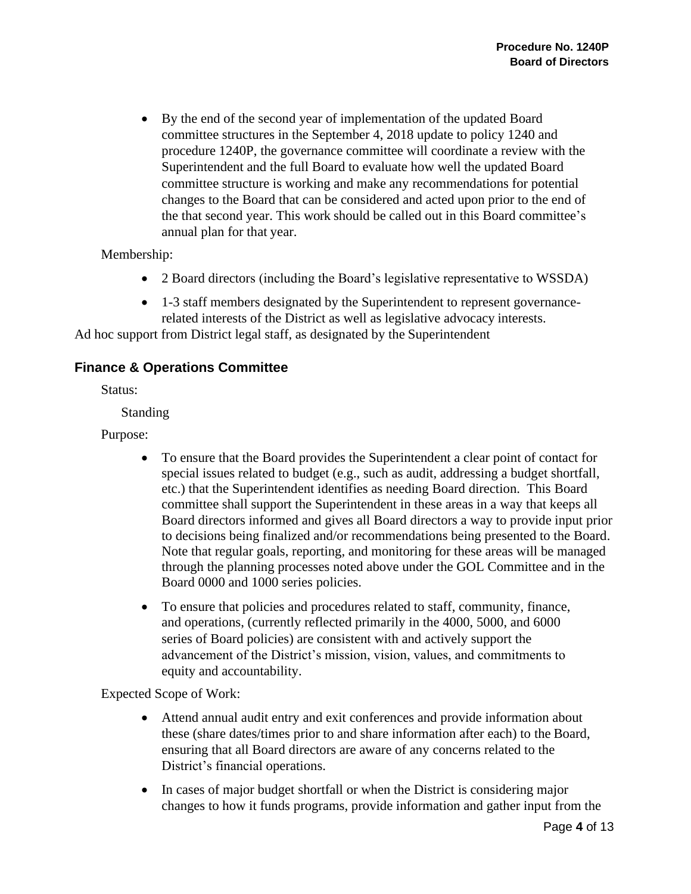- By the end of the second year of implementation of the updated Board committee structures in the September 4, 2018 update to policy 1240 and procedure 1240P, the governance committee will coordinate a review with the Superintendent and the full Board to evaluate how well the updated Board committee structure is working and make any recommendations for potential changes to the Board that can be considered and acted upon prior to the end of the that second year. This work should be called out in this Board committee's annual plan for that year.

Membership:

- 2 Board directors (including the Board's legislative representative to WSSDA)
- 1-3 staff members designated by the Superintendent to represent governance-related interests of the District as well as legislative advocacy interests.

Ad hoc support from District legal staff, as designated by the Superintendent

## Finance & Operations Committee

Status:

Standing

Purpose:

- To ensure that the Board provides the Superintendent a clear point of contact for special issues related to budget (e.g., such as audit, addressing a budget shortfall, etc.) that the Superintendent identifies as needing Board direction. This Board committee shall support the Superintendent in these areas in a way that keeps all Board directors informed and gives all Board directors a way to provide input prior to decisions being finalized and/or recommendations being presented to the Board. Note that regular goals, reporting, and monitoring for these areas will be managed through the planning processes noted above under the GOL Committee and in the Board 0000 and 1000 series policies.
- To ensure that policies and procedures related to staff, community, finance, and operations, (currently reflected primarily in the 4000, 5000, and 6000 series of Board policies) are consistent with and actively support the advancement of the District's mission, vision, values, and commitments to equity and accountability.

Expected Scope of Work:

- Attend annual audit entry and exit conferences and provide information about these (share dates/times prior to and share information after each) to the Board, ensuring that all Board directors are aware of any concerns related to the District's financial operations.
- In cases of major budget shortfall or when the District is considering major changes to how it funds programs, provide information and gather input from the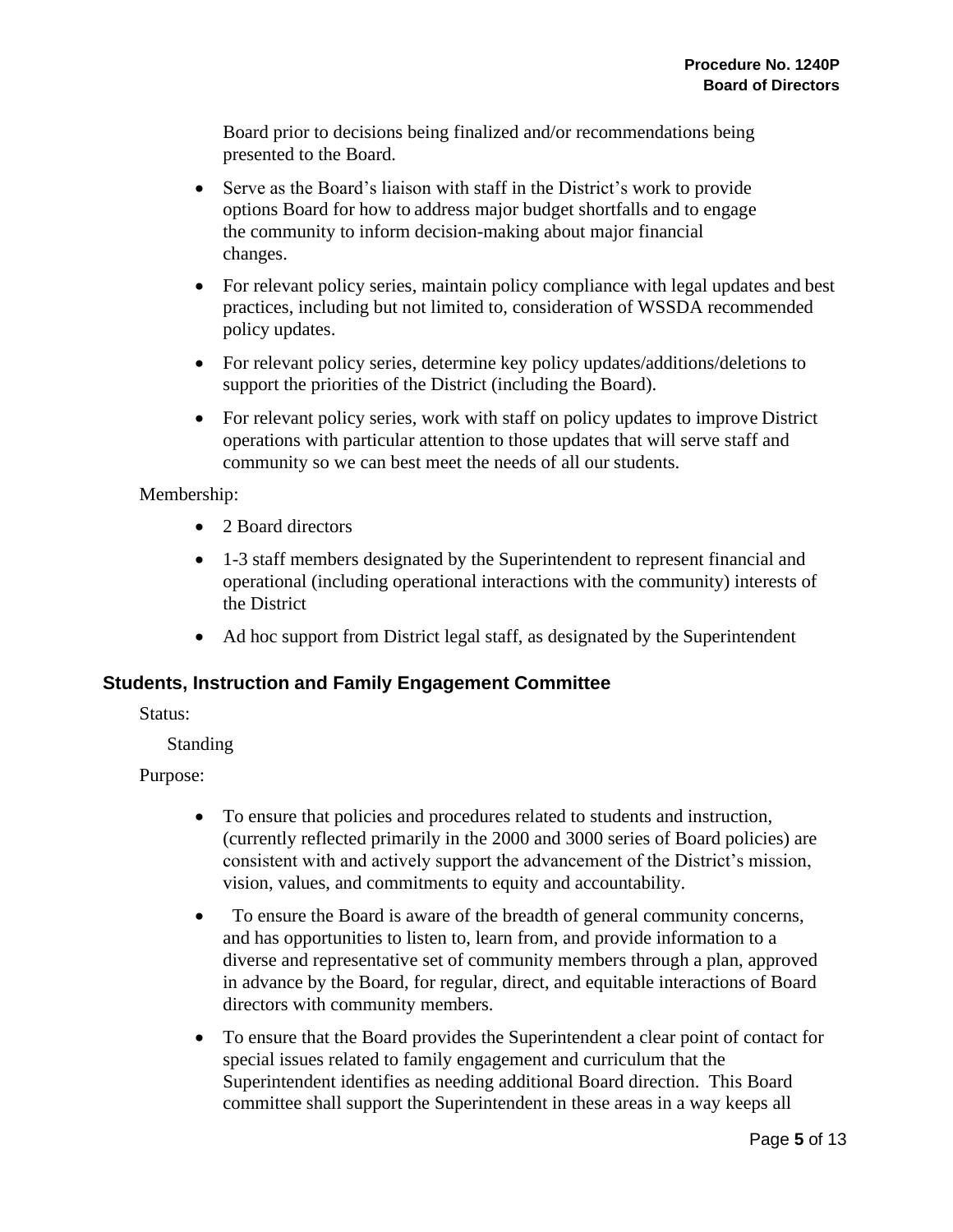Board prior to decisions being finalized and/or recommendations being presented to the Board.

- Serve as the Board's liaison with staff in the District's work to provide options Board for how to address major budget shortfalls and to engage the community to inform decision-making about major financial changes.
- For relevant policy series, maintain policy compliance with legal updates and best practices, including but not limited to, consideration of WSSDA recommended policy updates.
- For relevant policy series, determine key policy updates/additions/deletions to support the priorities of the District (including the Board).
- For relevant policy series, work with staff on policy updates to improve District operations with particular attention to those updates that will serve staff and community so we can best meet the needs of all our students.

Membership:

- 2 Board directors
- 1-3 staff members designated by the Superintendent to represent financial and operational (including operational interactions with the community) interests of the District
- Ad hoc support from District legal staff, as designated by the Superintendent

### Students, Instruction and Family Engagement Committee

Status:

Standing

Purpose:

- To ensure that policies and procedures related to students and instruction, (currently reflected primarily in the 2000 and 3000 series of Board policies) are consistent with and actively support the advancement of the District's mission, vision, values, and commitments to equity and accountability.
- To ensure the Board is aware of the breadth of general community concerns, and has opportunities to listen to, learn from, and provide information to a diverse and representative set of community members through a plan, approved in advance by the Board, for regular, direct, and equitable interactions of Board directors with community members.
- To ensure that the Board provides the Superintendent a clear point of contact for special issues related to family engagement and curriculum that the Superintendent identifies as needing additional Board direction. This Board committee shall support the Superintendent in these areas in a way keeps all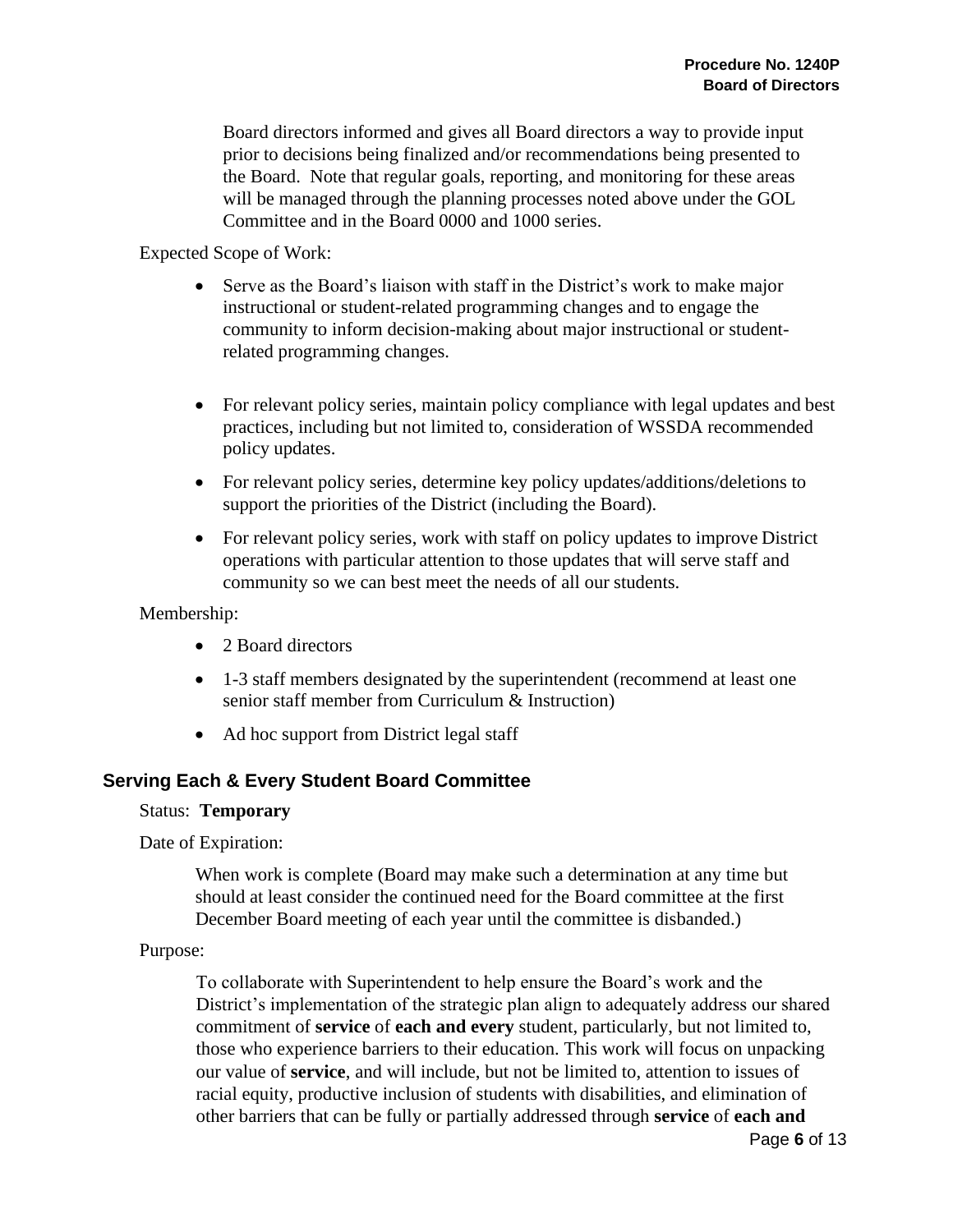Board directors informed and gives all Board directors a way to provide input prior to decisions being finalized and/or recommendations being presented to the Board. Note that regular goals, reporting, and monitoring for these areas will be managed through the planning processes noted above under the GOL Committee and in the Board 0000 and 1000 series.

Expected Scope of Work:

- Serve as the Board's liaison with staff in the District's work to make major instructional or student-related programming changes and to engage the community to inform decision-making about major instructional or student-related programming changes.
- For relevant policy series, maintain policy compliance with legal updates and best practices, including but not limited to, consideration of WSSDA recommended policy updates.
- For relevant policy series, determine key policy updates/additions/deletions to support the priorities of the District (including the Board).
- For relevant policy series, work with staff on policy updates to improve District operations with particular attention to those updates that will serve staff and community so we can best meet the needs of all our students.

Membership:

- 2 Board directors
- 1-3 staff members designated by the superintendent (recommend at least one senior staff member from Curriculum & Instruction)
- Ad hoc support from District legal staff

## Serving Each & Every Student Board Committee

Status: **Temporary**

Date of Expiration:

When work is complete (Board may make such a determination at any time but should at least consider the continued need for the Board committee at the first December Board meeting of each year until the committee is disbanded.)

Purpose:

To collaborate with Superintendent to help ensure the Board's work and the District's implementation of the strategic plan align to adequately address our shared commitment of **service** of **each and every** student, particularly, but not limited to, those who experience barriers to their education. This work will focus on unpacking our value of **service**, and will include, but not be limited to, attention to issues of racial equity, productive inclusion of students with disabilities, and elimination of other barriers that can be fully or partially addressed through **service** of **each and**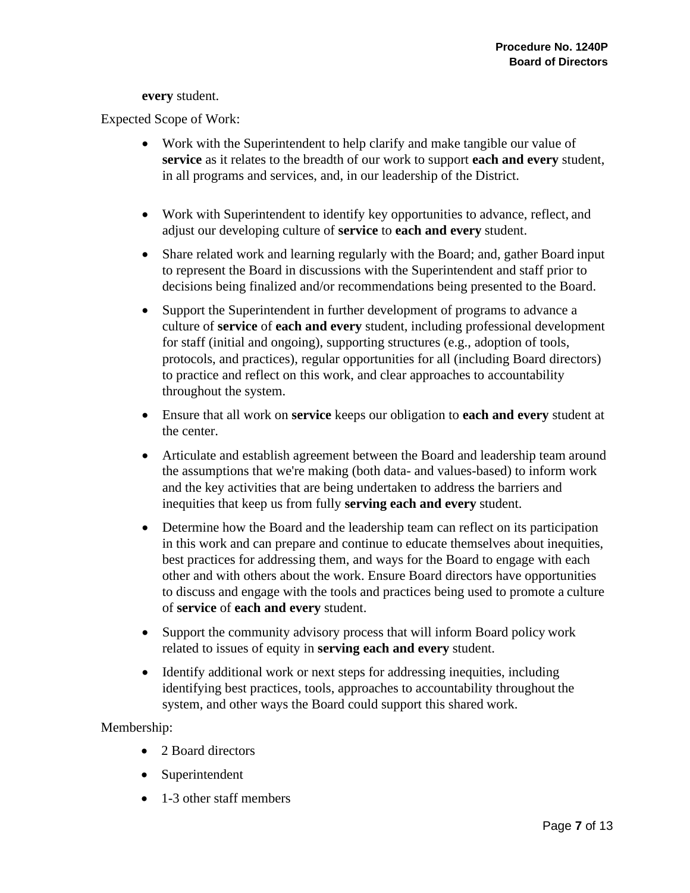**every** student.

Expected Scope of Work:

- Work with the Superintendent to help clarify and make tangible our value of **service** as it relates to the breadth of our work to support **each and every** student, in all programs and services, and, in our leadership of the District.
- Work with Superintendent to identify key opportunities to advance, reflect, and adjust our developing culture of **service** to **each and every** student.
- Share related work and learning regularly with the Board; and, gather Board input to represent the Board in discussions with the Superintendent and staff prior to decisions being finalized and/or recommendations being presented to the Board.
- Support the Superintendent in further development of programs to advance a culture of **service** of **each and every** student, including professional development for staff (initial and ongoing), supporting structures (e.g., adoption of tools, protocols, and practices), regular opportunities for all (including Board directors) to practice and reflect on this work, and clear approaches to accountability throughout the system.
- Ensure that all work on **service** keeps our obligation to **each and every** student at the center.
- Articulate and establish agreement between the Board and leadership team around the assumptions that we're making (both data- and values-based) to inform work and the key activities that are being undertaken to address the barriers and inequities that keep us from fully **serving each and every** student.
- Determine how the Board and the leadership team can reflect on its participation in this work and can prepare and continue to educate themselves about inequities, best practices for addressing them, and ways for the Board to engage with each other and with others about the work. Ensure Board directors have opportunities to discuss and engage with the tools and practices being used to promote a culture of **service** of **each and every** student.
- Support the community advisory process that will inform Board policy work related to issues of equity in **serving each and every** student.
- Identify additional work or next steps for addressing inequities, including identifying best practices, tools, approaches to accountability throughout the system, and other ways the Board could support this shared work.

Membership:

- 2 Board directors
- Superintendent
- 1-3 other staff members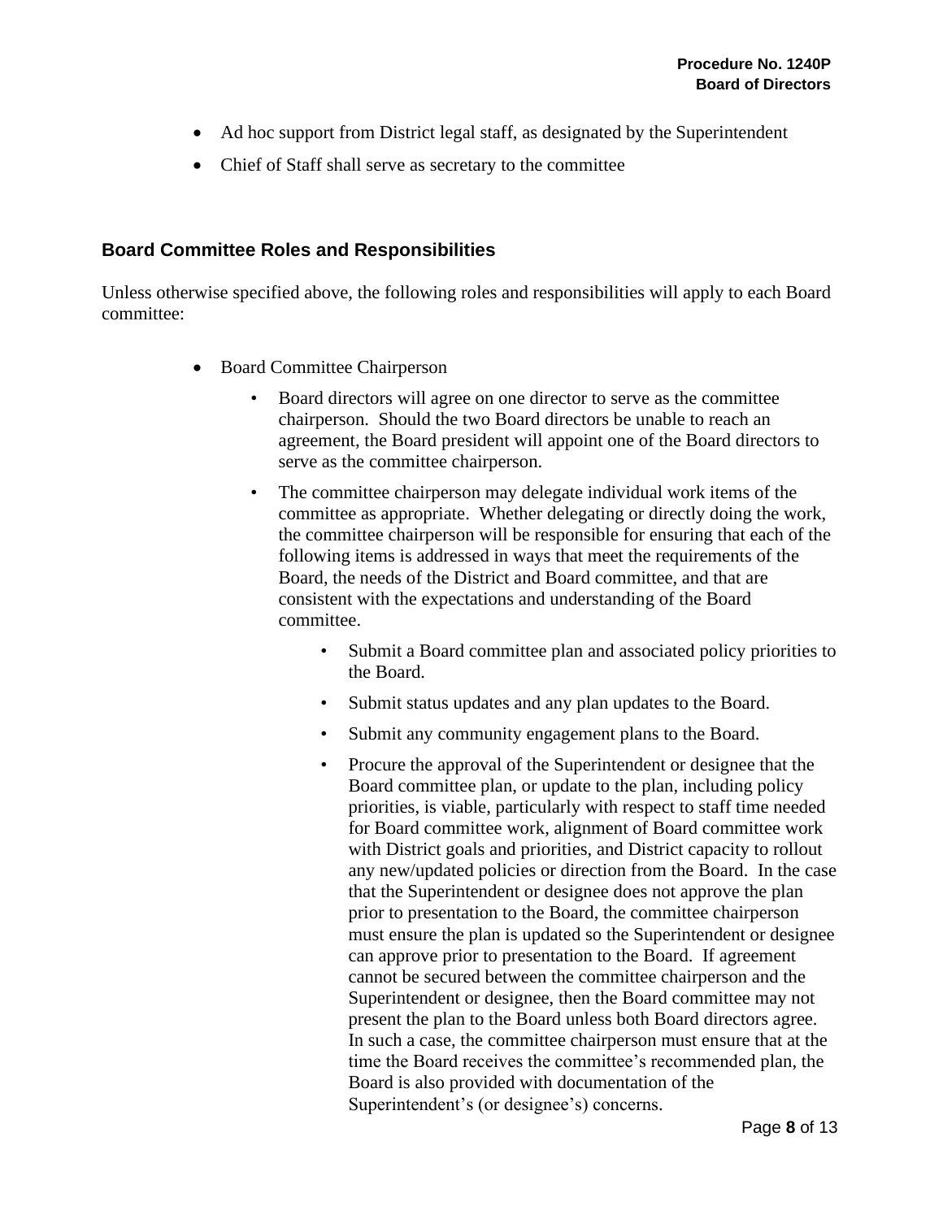- Ad hoc support from District legal staff, as designated by the Superintendent
- Chief of Staff shall serve as secretary to the committee

## Board Committee Roles and Responsibilities

Unless otherwise specified above, the following roles and responsibilities will apply to each Board committee:

- Board Committee Chairperson
  - Board directors will agree on one director to serve as the committee chairperson. Should the two Board directors be unable to reach an agreement, the Board president will appoint one of the Board directors to serve as the committee chairperson.
  - The committee chairperson may delegate individual work items of the committee as appropriate. Whether delegating or directly doing the work, the committee chairperson will be responsible for ensuring that each of the following items is addressed in ways that meet the requirements of the Board, the needs of the District and Board committee, and that are consistent with the expectations and understanding of the Board committee.
    - Submit a Board committee plan and associated policy priorities to the Board.
    - Submit status updates and any plan updates to the Board.
    - Submit any community engagement plans to the Board.
    - Procure the approval of the Superintendent or designee that the Board committee plan, or update to the plan, including policy priorities, is viable, particularly with respect to staff time needed for Board committee work, alignment of Board committee work with District goals and priorities, and District capacity to rollout any new/updated policies or direction from the Board. In the case that the Superintendent or designee does not approve the plan prior to presentation to the Board, the committee chairperson must ensure the plan is updated so the Superintendent or designee can approve prior to presentation to the Board. If agreement cannot be secured between the committee chairperson and the Superintendent or designee, then the Board committee may not present the plan to the Board unless both Board directors agree. In such a case, the committee chairperson must ensure that at the time the Board receives the committee's recommended plan, the Board is also provided with documentation of the Superintendent's (or designee's) concerns.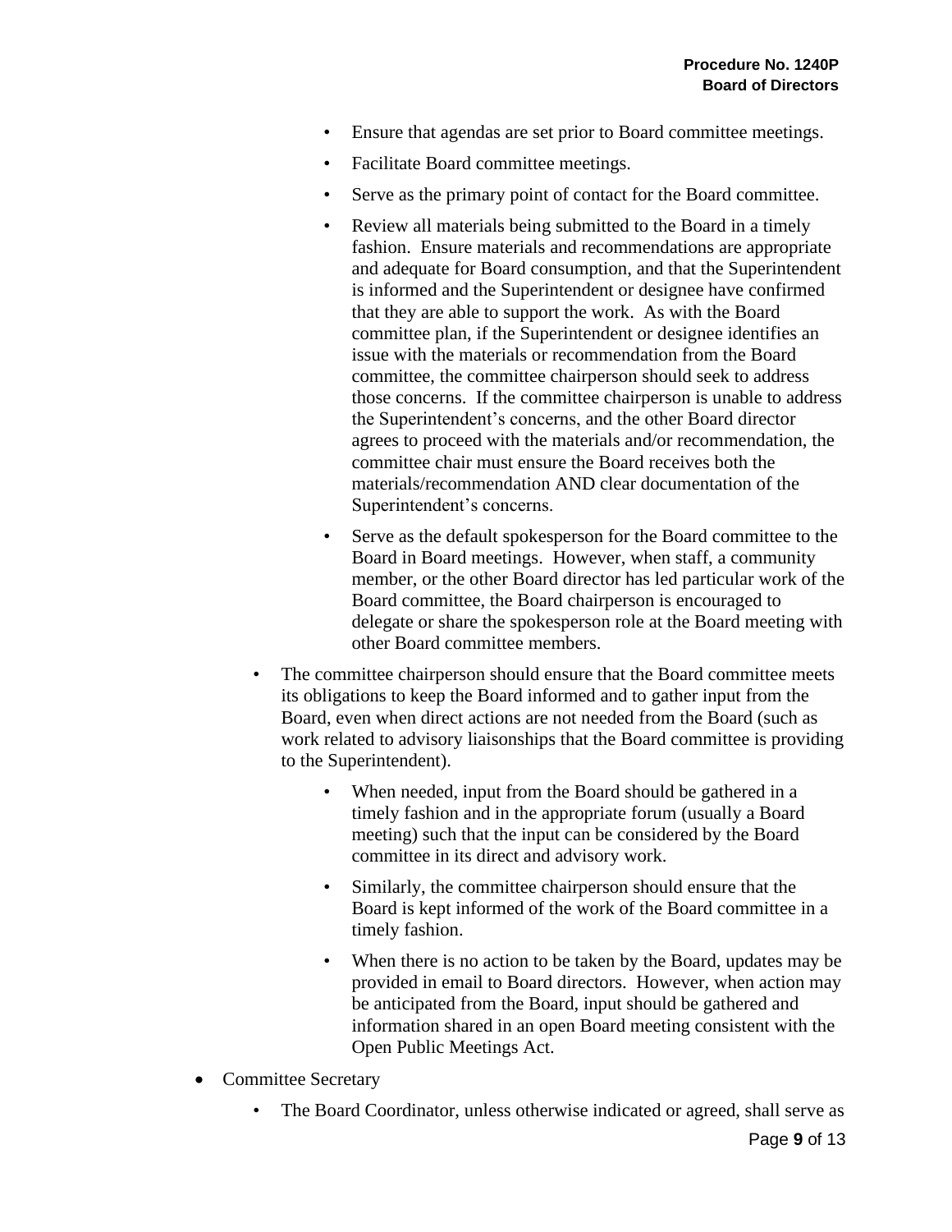- Ensure that agendas are set prior to Board committee meetings.
    - Facilitate Board committee meetings.
    - Serve as the primary point of contact for the Board committee.
    - Review all materials being submitted to the Board in a timely fashion. Ensure materials and recommendations are appropriate and adequate for Board consumption, and that the Superintendent is informed and the Superintendent or designee have confirmed that they are able to support the work. As with the Board committee plan, if the Superintendent or designee identifies an issue with the materials or recommendation from the Board committee, the committee chairperson should seek to address those concerns. If the committee chairperson is unable to address the Superintendent's concerns, and the other Board director agrees to proceed with the materials and/or recommendation, the committee chair must ensure the Board receives both the materials/recommendation AND clear documentation of the Superintendent's concerns.
    - Serve as the default spokesperson for the Board committee to the Board in Board meetings. However, when staff, a community member, or the other Board director has led particular work of the Board committee, the Board chairperson is encouraged to delegate or share the spokesperson role at the Board meeting with other Board committee members.
  - The committee chairperson should ensure that the Board committee meets its obligations to keep the Board informed and to gather input from the Board, even when direct actions are not needed from the Board (such as work related to advisory liaisonships that the Board committee is providing to the Superintendent).
    - When needed, input from the Board should be gathered in a timely fashion and in the appropriate forum (usually a Board meeting) such that the input can be considered by the Board committee in its direct and advisory work.
    - Similarly, the committee chairperson should ensure that the Board is kept informed of the work of the Board committee in a timely fashion.
    - When there is no action to be taken by the Board, updates may be provided in email to Board directors. However, when action may be anticipated from the Board, input should be gathered and information shared in an open Board meeting consistent with the Open Public Meetings Act.
- Committee Secretary
  - The Board Coordinator, unless otherwise indicated or agreed, shall serve as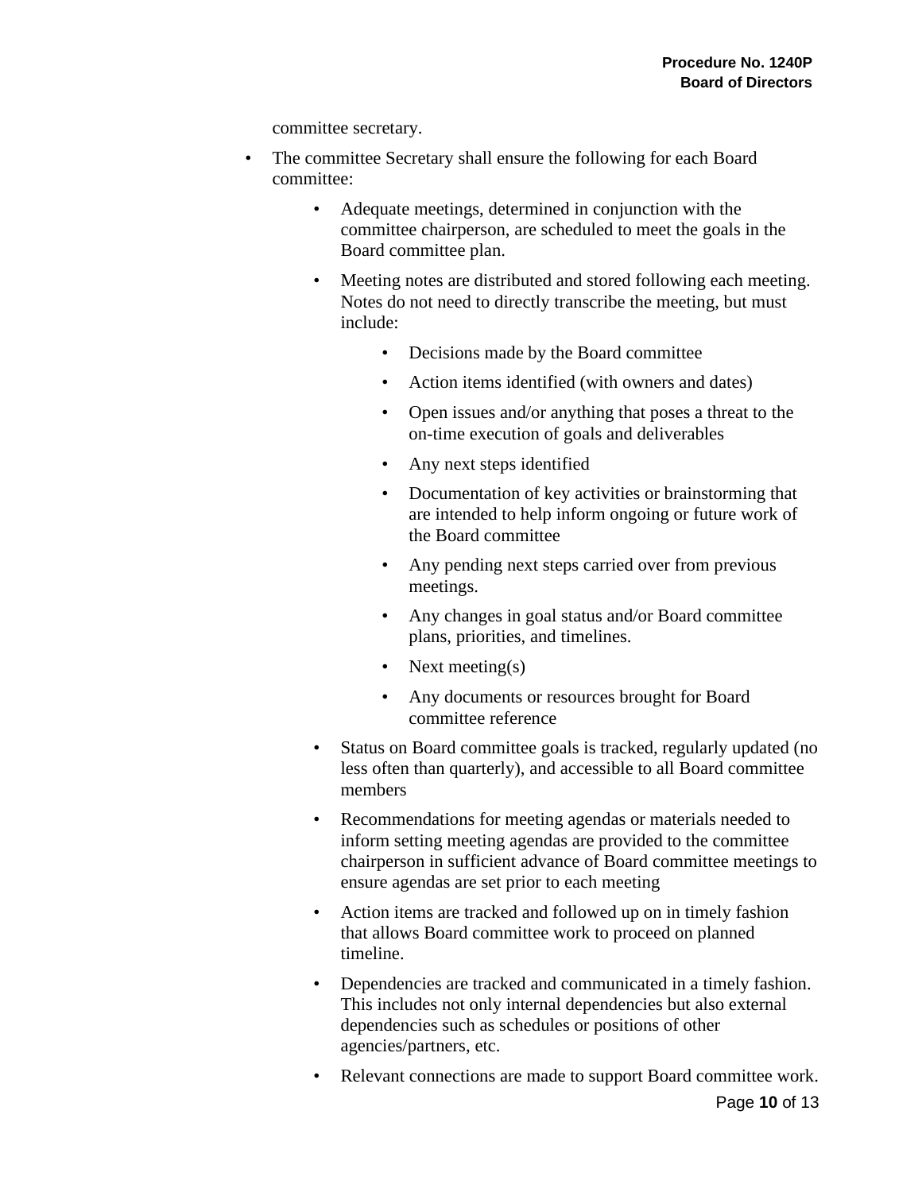committee secretary.

- The committee Secretary shall ensure the following for each Board committee:
    - Adequate meetings, determined in conjunction with the committee chairperson, are scheduled to meet the goals in the Board committee plan.
    - Meeting notes are distributed and stored following each meeting. Notes do not need to directly transcribe the meeting, but must include:
        - Decisions made by the Board committee
        - Action items identified (with owners and dates)
        - Open issues and/or anything that poses a threat to the on-time execution of goals and deliverables
        - Any next steps identified
        - Documentation of key activities or brainstorming that are intended to help inform ongoing or future work of the Board committee
        - Any pending next steps carried over from previous meetings.
        - Any changes in goal status and/or Board committee plans, priorities, and timelines.
        - Next meeting(s)
        - Any documents or resources brought for Board committee reference
    - Status on Board committee goals is tracked, regularly updated (no less often than quarterly), and accessible to all Board committee members
    - Recommendations for meeting agendas or materials needed to inform setting meeting agendas are provided to the committee chairperson in sufficient advance of Board committee meetings to ensure agendas are set prior to each meeting
    - Action items are tracked and followed up on in timely fashion that allows Board committee work to proceed on planned timeline.
    - Dependencies are tracked and communicated in a timely fashion. This includes not only internal dependencies but also external dependencies such as schedules or positions of other agencies/partners, etc.
    - Relevant connections are made to support Board committee work.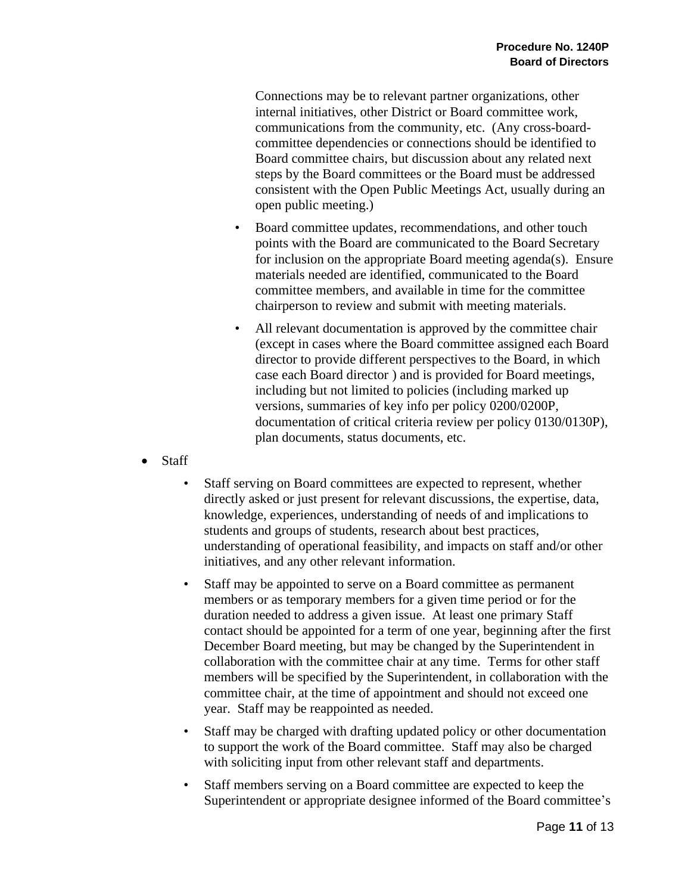Connections may be to relevant partner organizations, other internal initiatives, other District or Board committee work, communications from the community, etc.  (Any cross-board-committee dependencies or connections should be identified to Board committee chairs, but discussion about any related next steps by the Board committees or the Board must be addressed consistent with the Open Public Meetings Act, usually during an open public meeting.)

    - Board committee updates, recommendations, and other touch points with the Board are communicated to the Board Secretary for inclusion on the appropriate Board meeting agenda(s).  Ensure materials needed are identified, communicated to the Board committee members, and available in time for the committee chairperson to review and submit with meeting materials.
    - All relevant documentation is approved by the committee chair (except in cases where the Board committee assigned each Board director to provide different perspectives to the Board, in which case each Board director ) and is provided for Board meetings, including but not limited to policies (including marked up versions, summaries of key info per policy 0200/0200P, documentation of critical criteria review per policy 0130/0130P), plan documents, status documents, etc.

- Staff
    - Staff serving on Board committees are expected to represent, whether directly asked or just present for relevant discussions, the expertise, data, knowledge, experiences, understanding of needs of and implications to students and groups of students, research about best practices, understanding of operational feasibility, and impacts on staff and/or other initiatives, and any other relevant information.
    - Staff may be appointed to serve on a Board committee as permanent members or as temporary members for a given time period or for the duration needed to address a given issue.  At least one primary Staff contact should be appointed for a term of one year, beginning after the first December Board meeting, but may be changed by the Superintendent in collaboration with the committee chair at any time.  Terms for other staff members will be specified by the Superintendent, in collaboration with the committee chair, at the time of appointment and should not exceed one year.  Staff may be reappointed as needed.
    - Staff may be charged with drafting updated policy or other documentation to support the work of the Board committee.  Staff may also be charged with soliciting input from other relevant staff and departments.
    - Staff members serving on a Board committee are expected to keep the Superintendent or appropriate designee informed of the Board committee's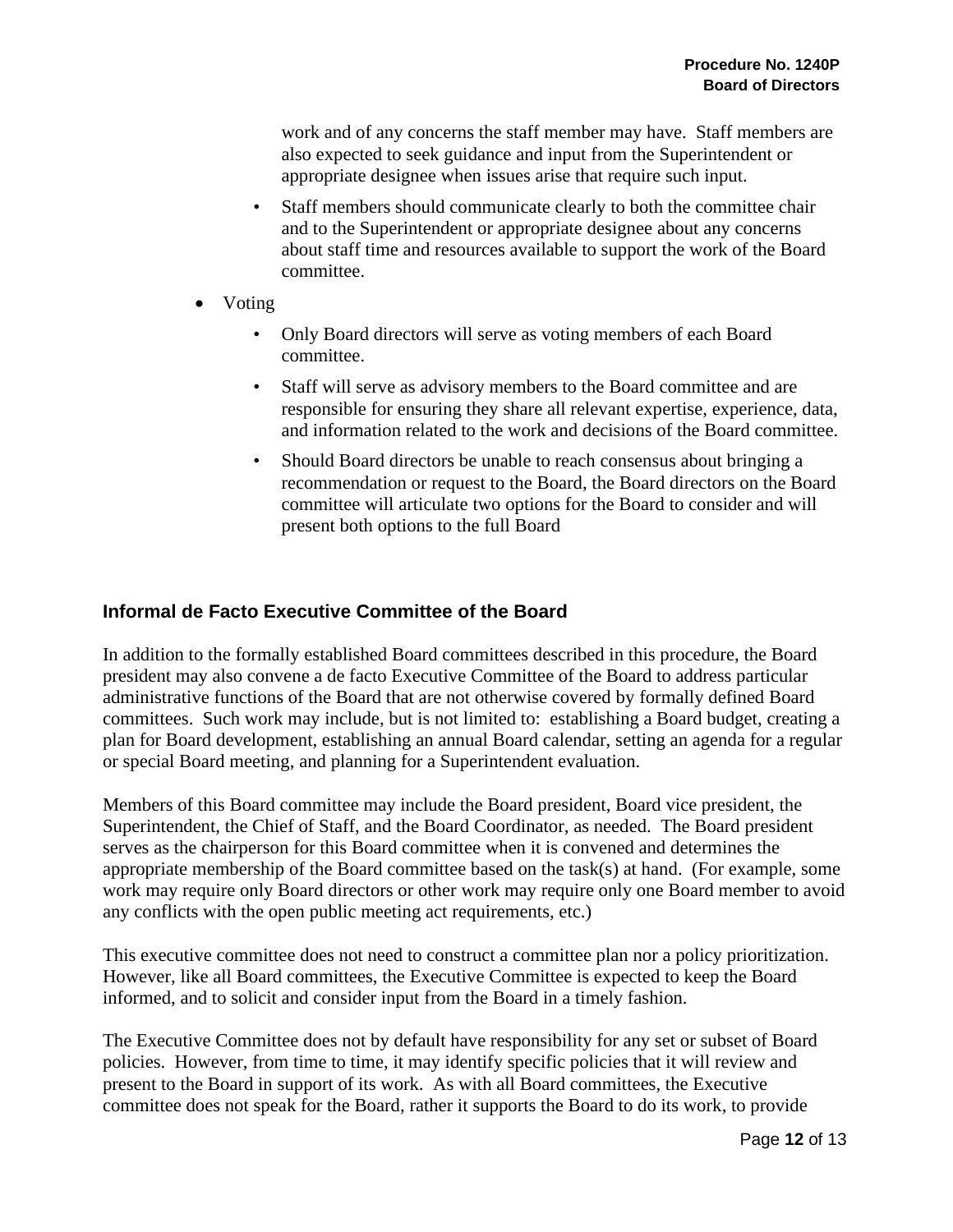work and of any concerns the staff member may have. Staff members are also expected to seek guidance and input from the Superintendent or appropriate designee when issues arise that require such input.

  - Staff members should communicate clearly to both the committee chair and to the Superintendent or appropriate designee about any concerns about staff time and resources available to support the work of the Board committee.

- Voting
  - Only Board directors will serve as voting members of each Board committee.
  - Staff will serve as advisory members to the Board committee and are responsible for ensuring they share all relevant expertise, experience, data, and information related to the work and decisions of the Board committee.
  - Should Board directors be unable to reach consensus about bringing a recommendation or request to the Board, the Board directors on the Board committee will articulate two options for the Board to consider and will present both options to the full Board

## Informal de Facto Executive Committee of the Board

In addition to the formally established Board committees described in this procedure, the Board president may also convene a de facto Executive Committee of the Board to address particular administrative functions of the Board that are not otherwise covered by formally defined Board committees. Such work may include, but is not limited to: establishing a Board budget, creating a plan for Board development, establishing an annual Board calendar, setting an agenda for a regular or special Board meeting, and planning for a Superintendent evaluation.

Members of this Board committee may include the Board president, Board vice president, the Superintendent, the Chief of Staff, and the Board Coordinator, as needed. The Board president serves as the chairperson for this Board committee when it is convened and determines the appropriate membership of the Board committee based on the task(s) at hand. (For example, some work may require only Board directors or other work may require only one Board member to avoid any conflicts with the open public meeting act requirements, etc.)

This executive committee does not need to construct a committee plan nor a policy prioritization. However, like all Board committees, the Executive Committee is expected to keep the Board informed, and to solicit and consider input from the Board in a timely fashion.

The Executive Committee does not by default have responsibility for any set or subset of Board policies. However, from time to time, it may identify specific policies that it will review and present to the Board in support of its work. As with all Board committees, the Executive committee does not speak for the Board, rather it supports the Board to do its work, to provide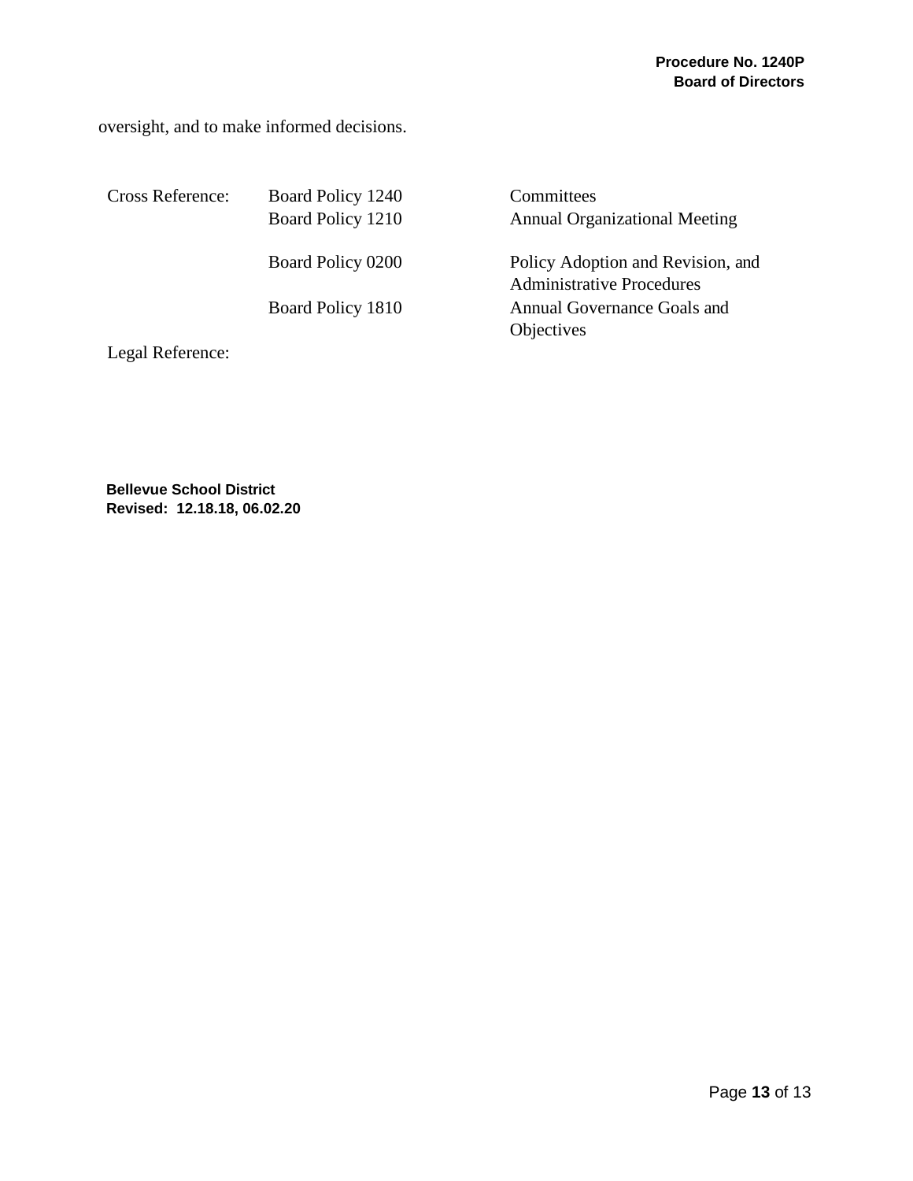oversight, and to make informed decisions.

| | | |
|---|---|---|
| Cross Reference: | Board Policy 1240 | Committees |
| | Board Policy 1210 | Annual Organizational Meeting |
| | Board Policy 0200 | Policy Adoption and Revision, and Administrative Procedures |
| | Board Policy 1810 | Annual Governance Goals and Objectives |
| Legal Reference: | | |

**Bellevue School District**
**Revised: 12.18.18, 06.02.20**